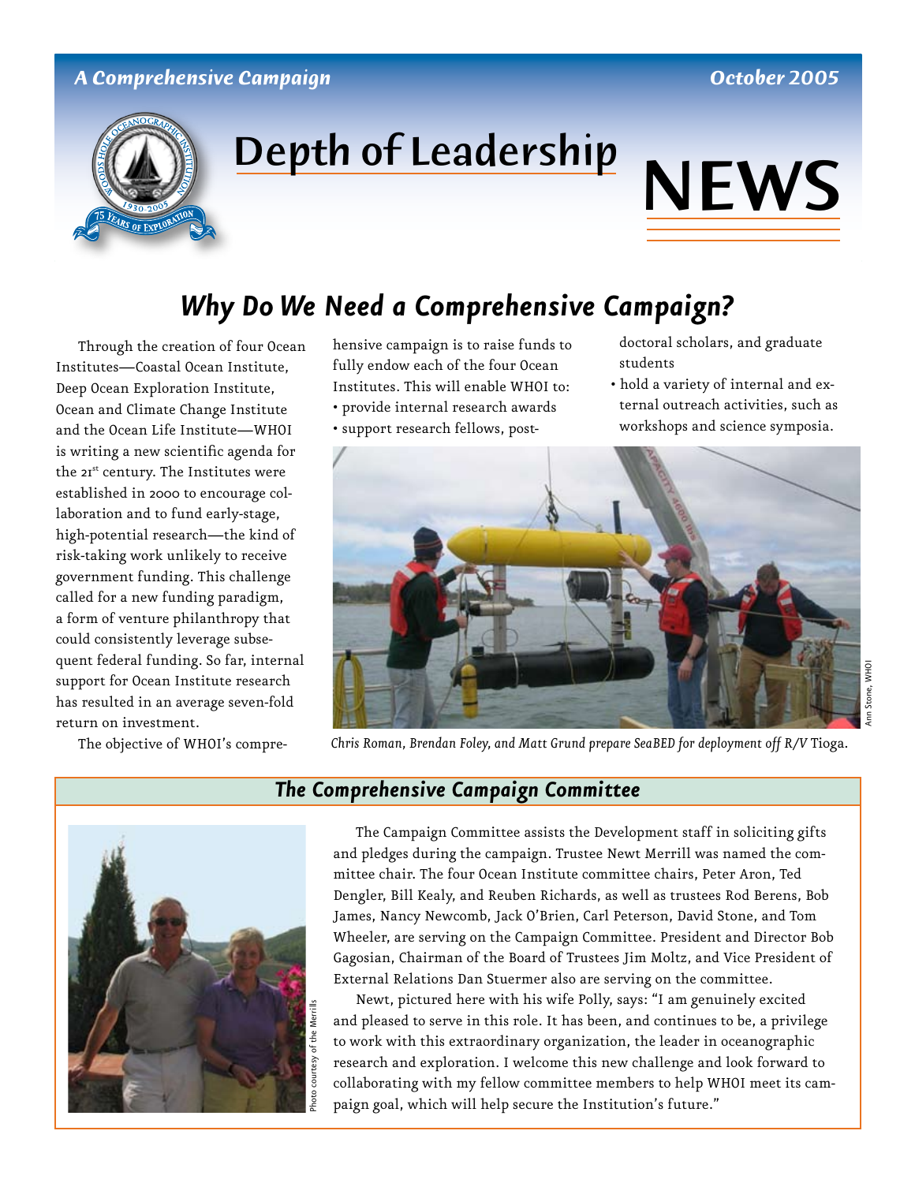A Comprehensive Campaign

October 2005

# Depth of Leadership NEWS

## Why Do We Need a Comprehensive Campaign?

Through the creation of four Ocean Institutes—Coastal Ocean Institute, Deep Ocean Exploration Institute, Ocean and Climate Change Institute and the Ocean Life Institute—WHOI is writing a new scientific agenda for the 21st century. The Institutes were established in 2000 to encourage collaboration and to fund early-stage, high-potential research—the kind of risk-taking work unlikely to receive government funding. This challenge called for a new funding paradigm, a form of venture philanthropy that could consistently leverage subsequent federal funding. So far, internal support for Ocean Institute research has resulted in an average seven-fold return on investment.

The objective of WHOI's comprehensive campaign is to raise funds to fully endow each of the four Ocean Institutes. This will enable WHOI to:

- provide internal research awards
- support research fellows, postdoctoral scholars, and graduate students
- hold a variety of internal and external outreach activities, such as workshops and science symposia.

*Chris Roman, Brendan Foley, and Matt Grund prepare SeaBED for deployment off R/V Tioga.*

## The Comprehensive Campaign Committee

The Campaign Committee assists the Development staff in soliciting gifts and pledges during the campaign. Trustee Newt Merrill was named the committee chair. The four Ocean Institute committee chairs, Peter Aron, Ted Dengler, Bill Kealy, and Reuben Richards, as well as trustees Rod Berens, Bob James, Nancy Newcomb, Jack O'Brien, Carl Peterson, David Stone, and Tom Wheeler, are serving on the Campaign Committee. President and Director Bob Gagosian, Chairman of the Board of Trustees Jim Moltz, and Vice President of External Relations Dan Stuermer also are serving on the committee.

Newt, pictured here with his wife Polly, says: "I am genuinely excited and pleased to serve in this role. It has been, and continues to be, a privilege to work with this extraordinary organization, the leader in oceanographic research and exploration. I welcome this new challenge and look forward to collaborating with my fellow committee members to help WHOI meet its campaign goal, which will help secure the Institution's future."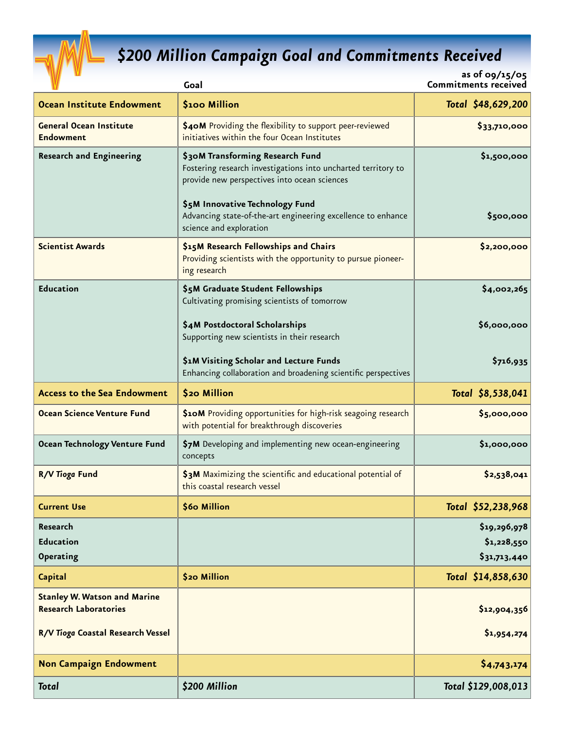# $200 Million Campaign Goal and Commitments Received

| | Goal | as of 09/15/05 Commitments received |
|---|---|---|
| **Ocean Institute Endowment** | **$100 Million** | ***Total* $48,629,200** |
| **General Ocean Institute Endowment** | **$40M** Providing the flexibility to support peer-reviewed initiatives within the four Ocean Institutes | **$33,710,000** |
| **Research and Engineering** | **$30M Transforming Research Fund** Fostering research investigations into uncharted territory to provide new perspectives into ocean sciences | **$1,500,000** |
| | **$5M Innovative Technology Fund** Advancing state-of-the-art engineering excellence to enhance science and exploration | **$500,000** |
| **Scientist Awards** | **$15M Research Fellowships and Chairs** Providing scientists with the opportunity to pursue pioneering research | **$2,200,000** |
| **Education** | **$5M Graduate Student Fellowships** Cultivating promising scientists of tomorrow | **$4,002,265** |
| | **$4M Postdoctoral Scholarships** Supporting new scientists in their research | **$6,000,000** |
| | **$1M Visiting Scholar and Lecture Funds** Enhancing collaboration and broadening scientific perspectives | **$716,935** |
| **Access to the Sea Endowment** | **$20 Million** | ***Total* $8,538,041** |
| **Ocean Science Venture Fund** | **$10M** Providing opportunities for high-risk seagoing research with potential for breakthrough discoveries | **$5,000,000** |
| **Ocean Technology Venture Fund** | **$7M** Developing and implementing new ocean-engineering concepts | **$1,000,000** |
| **R/V *Tioga* Fund** | **$3M** Maximizing the scientific and educational potential of this coastal research vessel | **$2,538,041** |
| **Current Use** | **$60 Million** | ***Total* $52,238,968** |
| **Research** | | **$19,296,978** |
| **Education** | | **$1,228,550** |
| **Operating** | | **$31,713,440** |
| **Capital** | **$20 Million** | ***Total* $14,858,630** |
| **Stanley W. Watson and Marine Research Laboratories** | | **$12,904,356** |
| **R/V *Tioga* Coastal Research Vessel** | | **$1,954,274** |
| **Non Campaign Endowment** | | **$4,743,174** |
| ***Total*** | ***$200 Million*** | ***Total $129,008,013*** |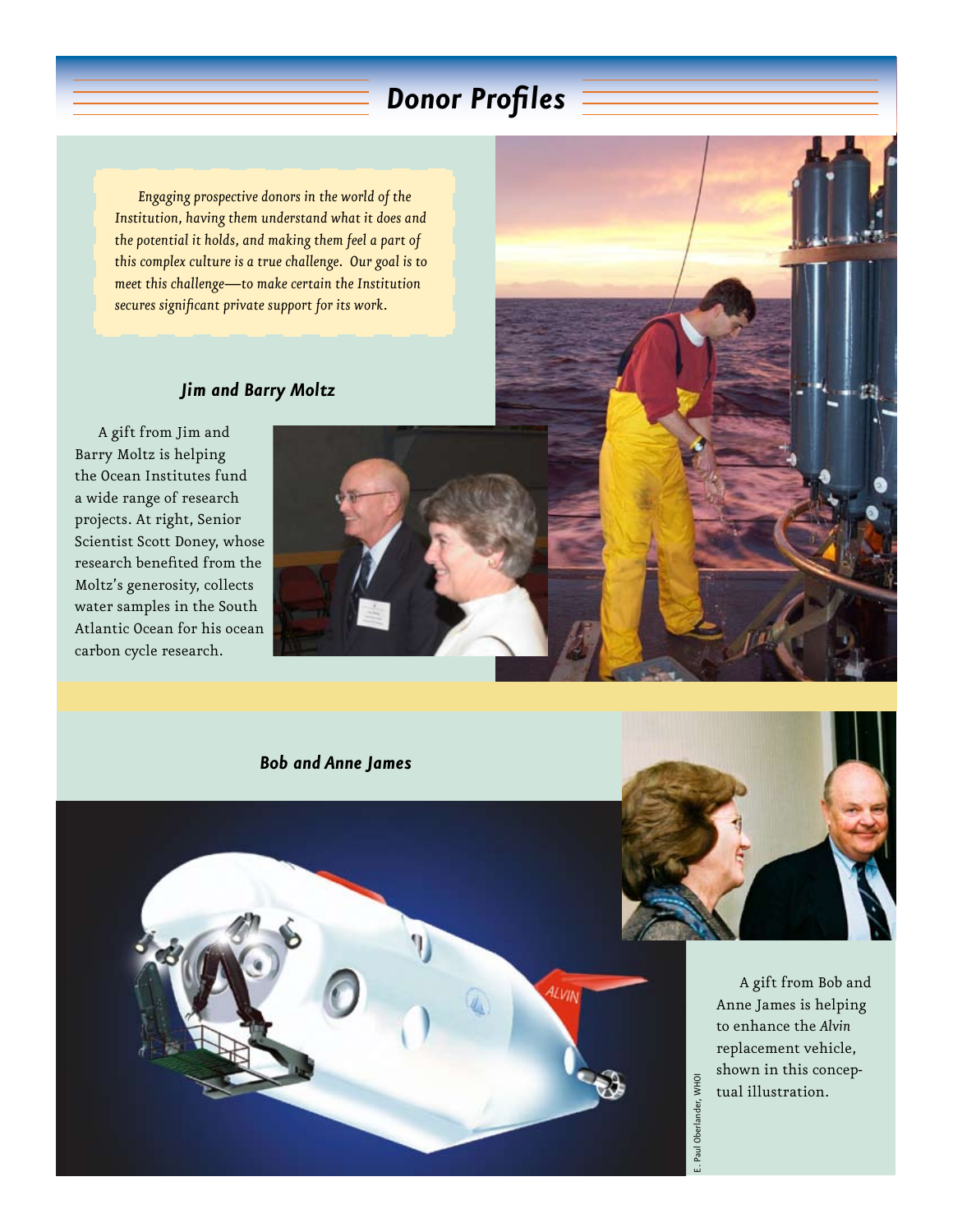## *Donor Profiles*

*Engaging prospective donors in the world of the Institution, having them understand what it does and the potential it holds, and making them feel a part of this complex culture is a true challenge. Our goal is to meet this challenge—to make certain the Institution secures significant private support for its work.*

### *Jim and Barry Moltz*

A gift from Jim and Barry Moltz is helping the Ocean Institutes fund a wide range of research projects. At right, Senior Scientist Scott Doney, whose research benefited from the Moltz's generosity, collects water samples in the South Atlantic Ocean for his ocean carbon cycle research.

### *Bob and Anne James*

A gift from Bob and Anne James is helping to enhance the *Alvin* replacement vehicle, shown in this conceptual illustration.

E. Paul Oberlander, WHOI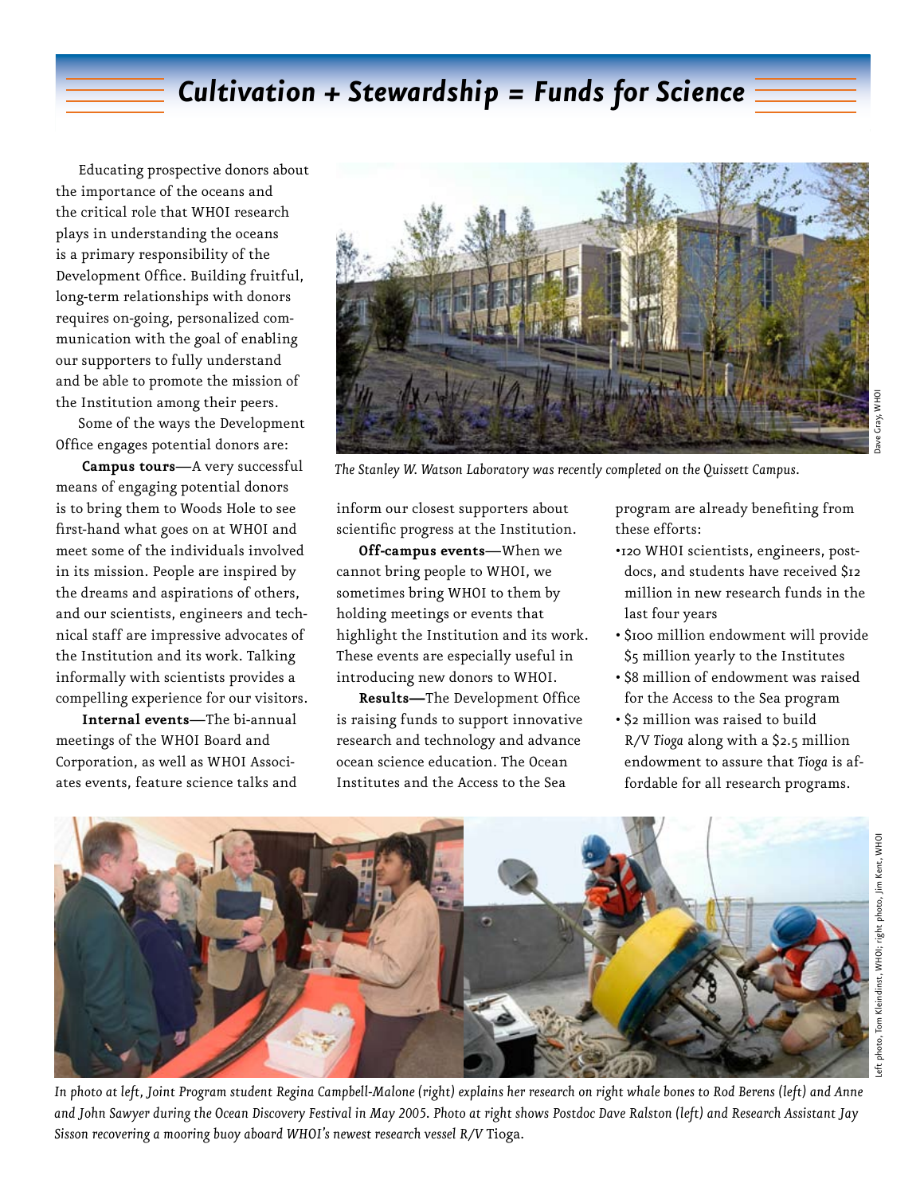# Cultivation + Stewardship = Funds for Science

Educating prospective donors about the importance of the oceans and the critical role that WHOI research plays in understanding the oceans is a primary responsibility of the Development Office. Building fruitful, long-term relationships with donors requires on-going, personalized communication with the goal of enabling our supporters to fully understand and be able to promote the mission of the Institution among their peers.

Some of the ways the Development Office engages potential donors are:

**Campus tours**—A very successful means of engaging potential donors is to bring them to Woods Hole to see first-hand what goes on at WHOI and meet some of the individuals involved in its mission. People are inspired by the dreams and aspirations of others, and our scientists, engineers and technical staff are impressive advocates of the Institution and its work. Talking informally with scientists provides a compelling experience for our visitors.

**Internal events**—The bi-annual meetings of the WHOI Board and Corporation, as well as WHOI Associates events, feature science talks and inform our closest supporters about scientific progress at the Institution.

**Off-campus events**—When we cannot bring people to WHOI, we sometimes bring WHOI to them by holding meetings or events that highlight the Institution and its work. These events are especially useful in introducing new donors to WHOI.

**Results—**The Development Office is raising funds to support innovative research and technology and advance ocean science education. The Ocean Institutes and the Access to the Sea program are already benefiting from these efforts:

- 120 WHOI scientists, engineers, postdocs, and students have received $12 million in new research funds in the last four years
- $100 million endowment will provide $5 million yearly to the Institutes
- $8 million of endowment was raised for the Access to the Sea program
- $2 million was raised to build R/V *Tioga* along with a $2.5 million endowment to assure that *Tioga* is affordable for all research programs.

*The Stanley W. Watson Laboratory was recently completed on the Quissett Campus.*

Dave Gray, WHOI

*In photo at left, Joint Program student Regina Campbell-Malone (right) explains her research on right whale bones to Rod Berens (left) and Anne and John Sawyer during the Ocean Discovery Festival in May 2005. Photo at right shows Postdoc Dave Ralston (left) and Research Assistant Jay Sisson recovering a mooring buoy aboard WHOI's newest research vessel R/V* Tioga.

Left photo, Tom Kleindinst, WHOI; right photo, Jim Kent, WHOI